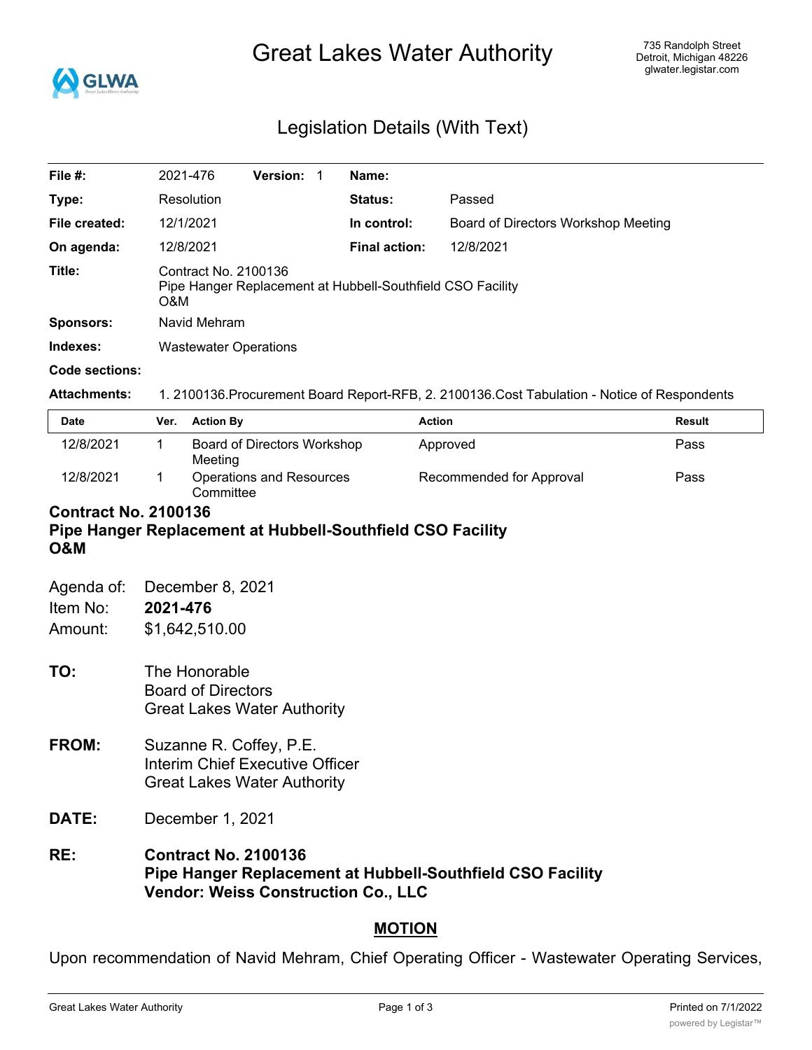# Great Lakes Water Authority

735 Randolph Street
Detroit, Michigan 48226
glwater.legistar.com

## Legislation Details (With Text)

| | | | |
|---|---|---|---|
| **File #:** | 2021-476 **Version:** 1 | **Name:** | |
| **Type:** | Resolution | **Status:** | Passed |
| **File created:** | 12/1/2021 | **In control:** | Board of Directors Workshop Meeting |
| **On agenda:** | 12/8/2021 | **Final action:** | 12/8/2021 |
| **Title:** | Contract No. 2100136<br>Pipe Hanger Replacement at Hubbell-Southfield CSO Facility<br>O&M | | |
| **Sponsors:** | Navid Mehram | | |
| **Indexes:** | Wastewater Operations | | |
| **Code sections:** | | | |
| **Attachments:** | 1. 2100136.Procurement Board Report-RFB, 2. 2100136.Cost Tabulation - Notice of Respondents | | |

| Date | Ver. | Action By | Action | Result |
|---|---|---|---|---|
| 12/8/2021 | 1 | Board of Directors Workshop Meeting | Approved | Pass |
| 12/8/2021 | 1 | Operations and Resources Committee | Recommended for Approval | Pass |

**Contract No. 2100136**
**Pipe Hanger Replacement at Hubbell-Southfield CSO Facility**
**O&M**

Agenda of: December 8, 2021
Item No: **2021-476**
Amount: $1,642,510.00

**TO:** The Honorable
Board of Directors
Great Lakes Water Authority

**FROM:** Suzanne R. Coffey, P.E.
Interim Chief Executive Officer
Great Lakes Water Authority

**DATE:** December 1, 2021

**RE:** **Contract No. 2100136**
**Pipe Hanger Replacement at Hubbell-Southfield CSO Facility**
**Vendor: Weiss Construction Co., LLC**

**MOTION**

Upon recommendation of Navid Mehram, Chief Operating Officer - Wastewater Operating Services,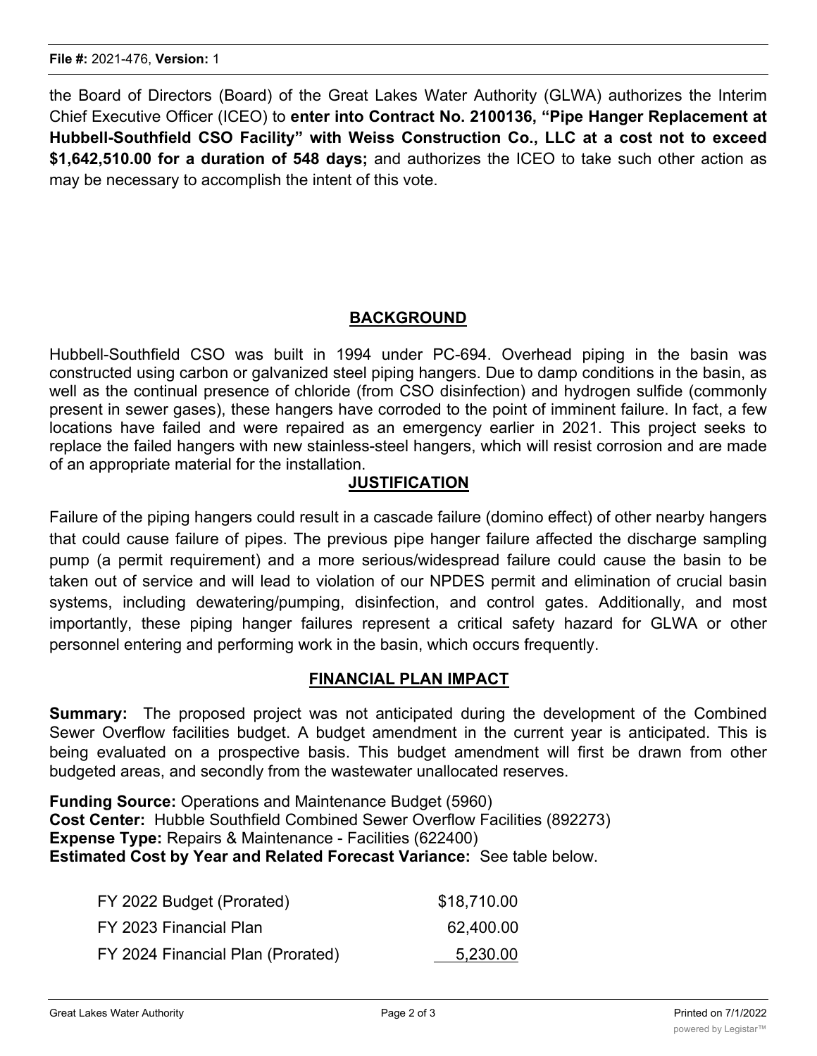the Board of Directors (Board) of the Great Lakes Water Authority (GLWA) authorizes the Interim Chief Executive Officer (ICEO) to **enter into Contract No. 2100136, "Pipe Hanger Replacement at Hubbell-Southfield CSO Facility" with Weiss Construction Co., LLC at a cost not to exceed $1,642,510.00 for a duration of 548 days;** and authorizes the ICEO to take such other action as may be necessary to accomplish the intent of this vote.

## BACKGROUND

Hubbell-Southfield CSO was built in 1994 under PC-694. Overhead piping in the basin was constructed using carbon or galvanized steel piping hangers. Due to damp conditions in the basin, as well as the continual presence of chloride (from CSO disinfection) and hydrogen sulfide (commonly present in sewer gases), these hangers have corroded to the point of imminent failure. In fact, a few locations have failed and were repaired as an emergency earlier in 2021. This project seeks to replace the failed hangers with new stainless-steel hangers, which will resist corrosion and are made of an appropriate material for the installation.

## JUSTIFICATION

Failure of the piping hangers could result in a cascade failure (domino effect) of other nearby hangers that could cause failure of pipes. The previous pipe hanger failure affected the discharge sampling pump (a permit requirement) and a more serious/widespread failure could cause the basin to be taken out of service and will lead to violation of our NPDES permit and elimination of crucial basin systems, including dewatering/pumping, disinfection, and control gates. Additionally, and most importantly, these piping hanger failures represent a critical safety hazard for GLWA or other personnel entering and performing work in the basin, which occurs frequently.

## FINANCIAL PLAN IMPACT

**Summary:** The proposed project was not anticipated during the development of the Combined Sewer Overflow facilities budget. A budget amendment in the current year is anticipated. This is being evaluated on a prospective basis. This budget amendment will first be drawn from other budgeted areas, and secondly from the wastewater unallocated reserves.

**Funding Source:** Operations and Maintenance Budget (5960)
**Cost Center:** Hubble Southfield Combined Sewer Overflow Facilities (892273)
**Expense Type:** Repairs & Maintenance - Facilities (622400)
**Estimated Cost by Year and Related Forecast Variance:** See table below.

| | |
|---|---|
| FY 2022 Budget (Prorated) | $18,710.00 |
| FY 2023 Financial Plan | 62,400.00 |
| FY 2024 Financial Plan (Prorated) | 5,230.00 |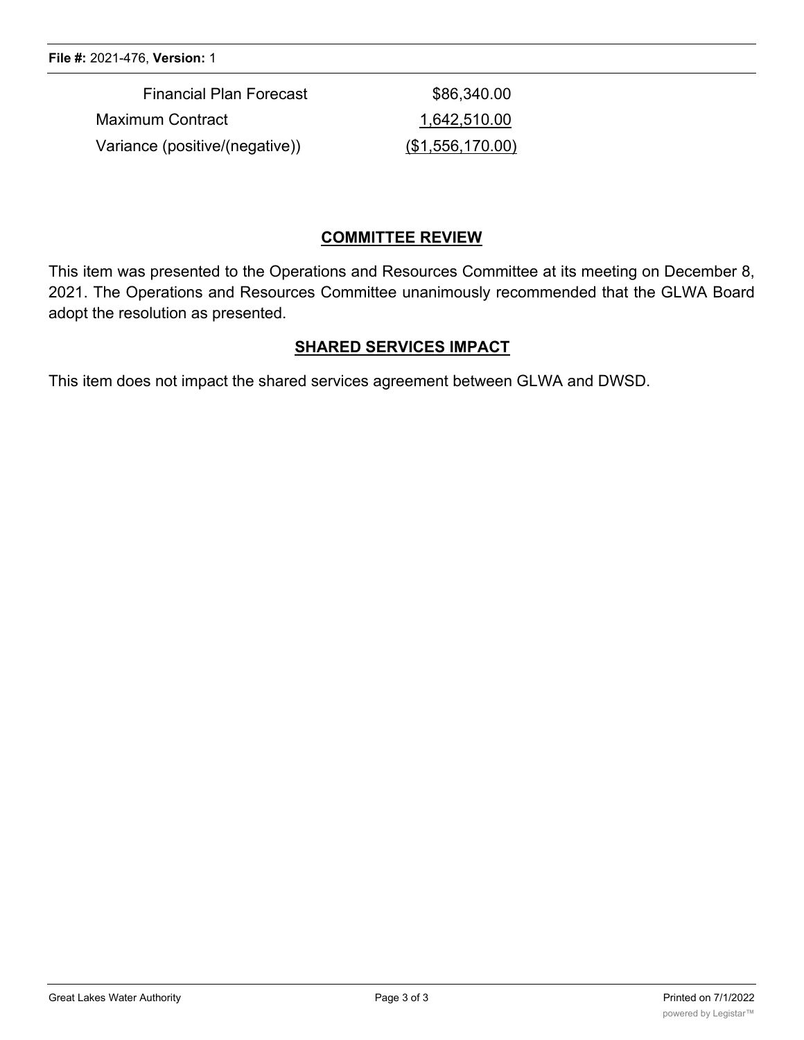| | |
|---|---|
| Financial Plan Forecast | $86,340.00 |
| Maximum Contract | 1,642,510.00 |
| Variance (positive/(negative)) | ($1,556,170.00) |

## COMMITTEE REVIEW

This item was presented to the Operations and Resources Committee at its meeting on December 8, 2021. The Operations and Resources Committee unanimously recommended that the GLWA Board adopt the resolution as presented.

## SHARED SERVICES IMPACT

This item does not impact the shared services agreement between GLWA and DWSD.